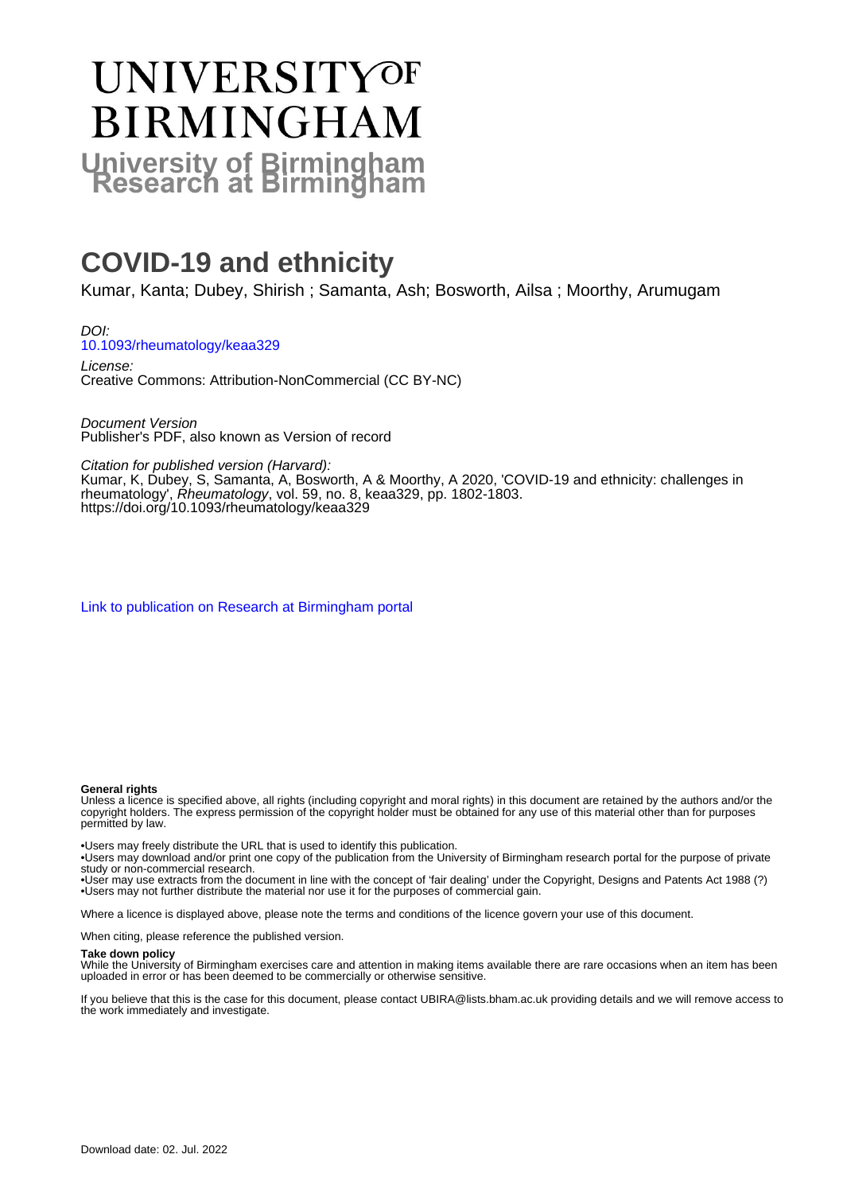# UNIVERSITY OF BIRMINGHAM

**University of Birmingham Research at Birmingham**

# COVID-19 and ethnicity

Kumar, Kanta; Dubey, Shirish ; Samanta, Ash; Bosworth, Ailsa ; Moorthy, Arumugam

*DOI:*
10.1093/rheumatology/keaa329

*License:*
Creative Commons: Attribution-NonCommercial (CC BY-NC)

*Document Version*
Publisher's PDF, also known as Version of record

*Citation for published version (Harvard):*
Kumar, K, Dubey, S, Samanta, A, Bosworth, A & Moorthy, A 2020, 'COVID-19 and ethnicity: challenges in rheumatology', *Rheumatology*, vol. 59, no. 8, keaa329, pp. 1802-1803.
https://doi.org/10.1093/rheumatology/keaa329

Link to publication on Research at Birmingham portal

**General rights**
Unless a licence is specified above, all rights (including copyright and moral rights) in this document are retained by the authors and/or the copyright holders. The express permission of the copyright holder must be obtained for any use of this material other than for purposes permitted by law.

•Users may freely distribute the URL that is used to identify this publication.
•Users may download and/or print one copy of the publication from the University of Birmingham research portal for the purpose of private study or non-commercial research.
•User may use extracts from the document in line with the concept of 'fair dealing' under the Copyright, Designs and Patents Act 1988 (?)
•Users may not further distribute the material nor use it for the purposes of commercial gain.

Where a licence is displayed above, please note the terms and conditions of the licence govern your use of this document.

When citing, please reference the published version.

**Take down policy**
While the University of Birmingham exercises care and attention in making items available there are rare occasions when an item has been uploaded in error or has been deemed to be commercially or otherwise sensitive.

If you believe that this is the case for this document, please contact UBIRA@lists.bham.ac.uk providing details and we will remove access to the work immediately and investigate.

Download date: 02. Jul. 2022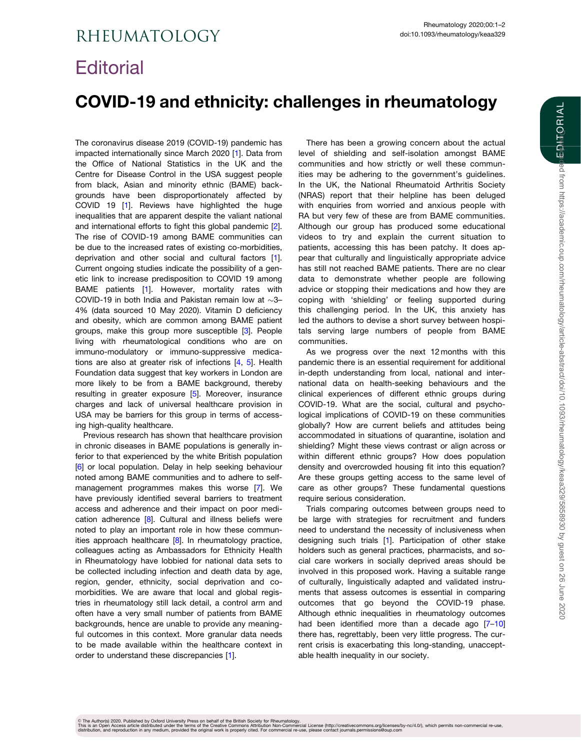# Editorial

# COVID-19 and ethnicity: challenges in rheumatology

The coronavirus disease 2019 (COVID-19) pandemic has impacted internationally since March 2020 [1]. Data from the Office of National Statistics in the UK and the Centre for Disease Control in the USA suggest people from black, Asian and minority ethnic (BAME) backgrounds have been disproportionately affected by COVID 19 [1]. Reviews have highlighted the huge inequalities that are apparent despite the valiant national and international efforts to fight this global pandemic [2]. The rise of COVID-19 among BAME communities can be due to the increased rates of existing co-morbidities, deprivation and other social and cultural factors [1]. Current ongoing studies indicate the possibility of a genetic link to increase predisposition to COVID 19 among BAME patients [1]. However, mortality rates with COVID-19 in both India and Pakistan remain low at ∼3–4% (data sourced 10 May 2020). Vitamin D deficiency and obesity, which are common among BAME patient groups, make this group more susceptible [3]. People living with rheumatological conditions who are on immuno-modulatory or immuno-suppressive medications are also at greater risk of infections [4, 5]. Health Foundation data suggest that key workers in London are more likely to be from a BAME background, thereby resulting in greater exposure [5]. Moreover, insurance charges and lack of universal healthcare provision in USA may be barriers for this group in terms of accessing high-quality healthcare.

Previous research has shown that healthcare provision in chronic diseases in BAME populations is generally inferior to that experienced by the white British population [6] or local population. Delay in help seeking behaviour noted among BAME communities and to adhere to self-management programmes makes this worse [7]. We have previously identified several barriers to treatment access and adherence and their impact on poor medication adherence [8]. Cultural and illness beliefs were noted to play an important role in how these communities approach healthcare [8]. In rheumatology practice, colleagues acting as Ambassadors for Ethnicity Health in Rheumatology have lobbied for national data sets to be collected including infection and death data by age, region, gender, ethnicity, social deprivation and co-morbidities. We are aware that local and global registries in rheumatology still lack detail, a control arm and often have a very small number of patients from BAME backgrounds, hence are unable to provide any meaningful outcomes in this context. More granular data needs to be made available within the healthcare context in order to understand these discrepancies [1].

There has been a growing concern about the actual level of shielding and self-isolation amongst BAME communities and how strictly or well these communities may be adhering to the government's guidelines. In the UK, the National Rheumatoid Arthritis Society (NRAS) report that their helpline has been deluged with enquiries from worried and anxious people with RA but very few of these are from BAME communities. Although our group has produced some educational videos to try and explain the current situation to patients, accessing this has been patchy. It does appear that culturally and linguistically appropriate advice has still not reached BAME patients. There are no clear data to demonstrate whether people are following advice or stopping their medications and how they are coping with 'shielding' or feeling supported during this challenging period. In the UK, this anxiety has led the authors to devise a short survey between hospitals serving large numbers of people from BAME communities.

As we progress over the next 12 months with this pandemic there is an essential requirement for additional in-depth understanding from local, national and international data on health-seeking behaviours and the clinical experiences of different ethnic groups during COVID-19. What are the social, cultural and psychological implications of COVID-19 on these communities globally? How are current beliefs and attitudes being accommodated in situations of quarantine, isolation and shielding? Might these views contrast or align across or within different ethnic groups? How does population density and overcrowded housing fit into this equation? Are these groups getting access to the same level of care as other groups? These fundamental questions require serious consideration.

Trials comparing outcomes between groups need to be large with strategies for recruitment and funders need to understand the necessity of inclusiveness when designing such trials [1]. Participation of other stake holders such as general practices, pharmacists, and social care workers in socially deprived areas should be involved in this proposed work. Having a suitable range of culturally, linguistically adapted and validated instruments that assess outcomes is essential in comparing outcomes that go beyond the COVID-19 phase. Although ethnic inequalities in rheumatology outcomes had been identified more than a decade ago [7–10] there has, regrettably, been very little progress. The current crisis is exacerbating this long-standing, unacceptable health inequality in our society.

© The Author(s) 2020. Published by Oxford University Press on behalf of the British Society for Rheumatology.
This is an Open Access article distributed under the terms of the Creative Commons Attribution Non-Commercial License (http://creativecommons.org/licenses/by-nc/4.0/), which permits non-commercial re-use, distribution, and reproduction in any medium, provided the original work is properly cited. For commercial re-use, please contact journals.permissions@oup.com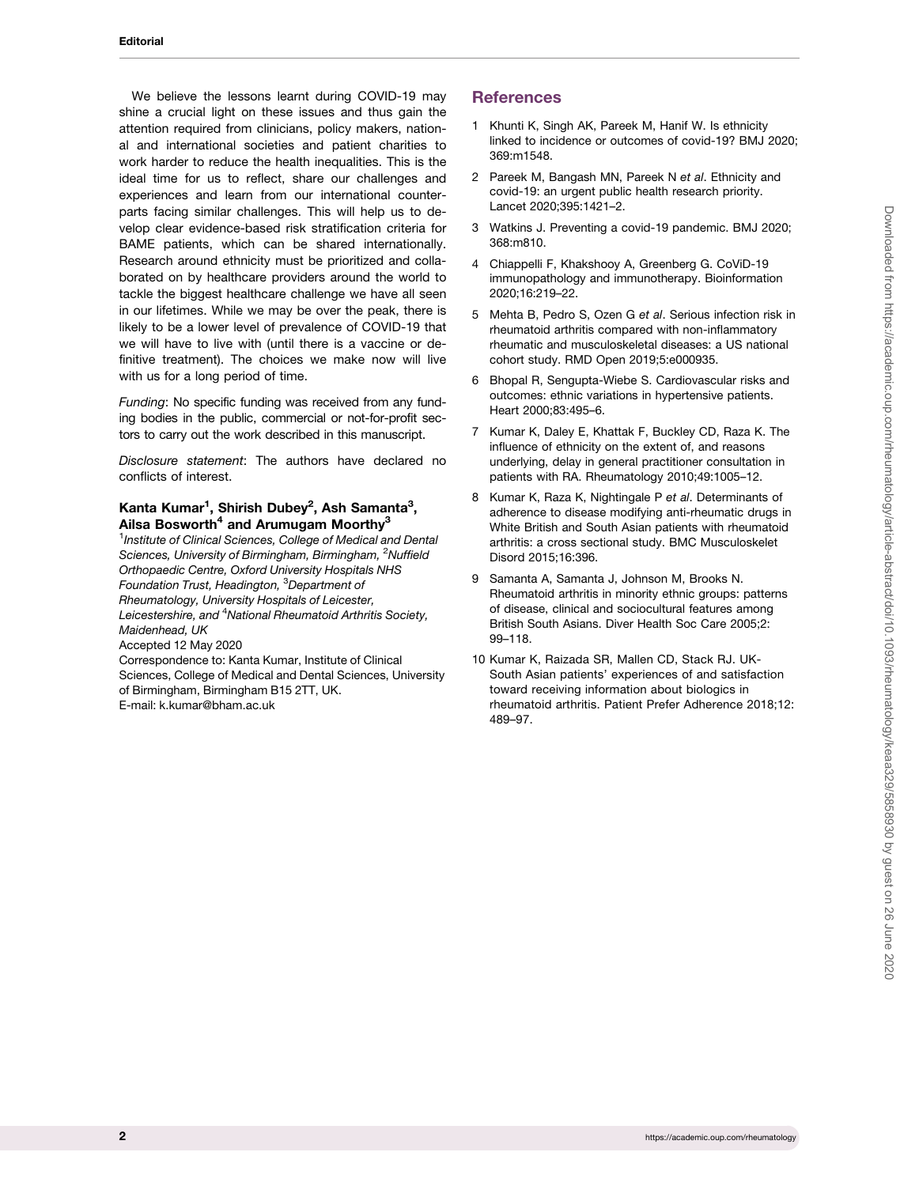We believe the lessons learnt during COVID-19 may shine a crucial light on these issues and thus gain the attention required from clinicians, policy makers, national and international societies and patient charities to work harder to reduce the health inequalities. This is the ideal time for us to reflect, share our challenges and experiences and learn from our international counterparts facing similar challenges. This will help us to develop clear evidence-based risk stratification criteria for BAME patients, which can be shared internationally. Research around ethnicity must be prioritized and collaborated on by healthcare providers around the world to tackle the biggest healthcare challenge we have all seen in our lifetimes. While we may be over the peak, there is likely to be a lower level of prevalence of COVID-19 that we will have to live with (until there is a vaccine or definitive treatment). The choices we make now will live with us for a long period of time.

*Funding*: No specific funding was received from any funding bodies in the public, commercial or not-for-profit sectors to carry out the work described in this manuscript.

*Disclosure statement*: The authors have declared no conflicts of interest.

**Kanta Kumar[1], Shirish Dubey[2], Ash Samanta[3], Ailsa Bosworth[4] and Arumugam Moorthy[3]**

[1]*Institute of Clinical Sciences, College of Medical and Dental Sciences, University of Birmingham, Birmingham,* [2]*Nuffield Orthopaedic Centre, Oxford University Hospitals NHS Foundation Trust, Headington,* [3]*Department of Rheumatology, University Hospitals of Leicester, Leicestershire, and* [4]*National Rheumatoid Arthritis Society, Maidenhead, UK*

Accepted 12 May 2020

Correspondence to: Kanta Kumar, Institute of Clinical Sciences, College of Medical and Dental Sciences, University of Birmingham, Birmingham B15 2TT, UK.
E-mail: k.kumar@bham.ac.uk

## References

1. Khunti K, Singh AK, Pareek M, Hanif W. Is ethnicity linked to incidence or outcomes of covid-19? BMJ 2020; 369:m1548.
2. Pareek M, Bangash MN, Pareek N *et al*. Ethnicity and covid-19: an urgent public health research priority. Lancet 2020;395:1421–2.
3. Watkins J. Preventing a covid-19 pandemic. BMJ 2020; 368:m810.
4. Chiappelli F, Khakshooy A, Greenberg G. CoViD-19 immunopathology and immunotherapy. Bioinformation 2020;16:219–22.
5. Mehta B, Pedro S, Ozen G *et al*. Serious infection risk in rheumatoid arthritis compared with non-inflammatory rheumatic and musculoskeletal diseases: a US national cohort study. RMD Open 2019;5:e000935.
6. Bhopal R, Sengupta-Wiebe S. Cardiovascular risks and outcomes: ethnic variations in hypertensive patients. Heart 2000;83:495–6.
7. Kumar K, Daley E, Khattak F, Buckley CD, Raza K. The influence of ethnicity on the extent of, and reasons underlying, delay in general practitioner consultation in patients with RA. Rheumatology 2010;49:1005–12.
8. Kumar K, Raza K, Nightingale P *et al*. Determinants of adherence to disease modifying anti-rheumatic drugs in White British and South Asian patients with rheumatoid arthritis: a cross sectional study. BMC Musculoskelet Disord 2015;16:396.
9. Samanta A, Samanta J, Johnson M, Brooks N. Rheumatoid arthritis in minority ethnic groups: patterns of disease, clinical and sociocultural features among British South Asians. Diver Health Soc Care 2005;2: 99–118.
10. Kumar K, Raizada SR, Mallen CD, Stack RJ. UK-South Asian patients' experiences of and satisfaction toward receiving information about biologics in rheumatoid arthritis. Patient Prefer Adherence 2018;12: 489–97.